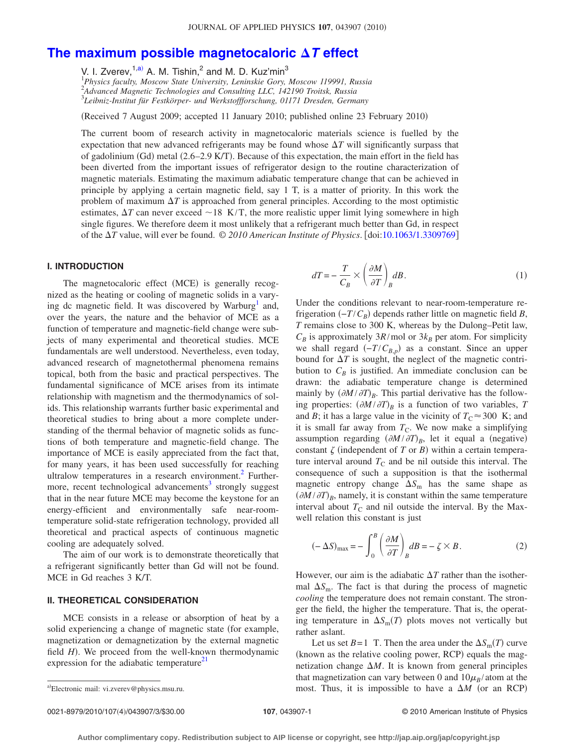# The maximum possible magnetocaloric $\Delta T$ effect

V. I. Zverev,[1,a)] A. M. Tishin,[2] and M. D. Kuz'min[3]

[1]*Physics faculty, Moscow State University, Leninskie Gory, Moscow 119991, Russia*
[2]*Advanced Magnetic Technologies and Consulting LLC, 142190 Troitsk, Russia*
[3]*Leibniz-Institut für Festkörper- und Werkstoffforschung, 01171 Dresden, Germany*

(Received 7 August 2009; accepted 11 January 2010; published online 23 February 2010)

The current boom of research activity in magnetocaloric materials science is fuelled by the expectation that new advanced refrigerants may be found whose $\Delta T$ will significantly surpass that of gadolinium (Gd) metal (2.6–2.9 K/T). Because of this expectation, the main effort in the field has been diverted from the important issues of refrigerator design to the routine characterization of magnetic materials. Estimating the maximum adiabatic temperature change that can be achieved in principle by applying a certain magnetic field, say 1 T, is a matter of priority. In this work the problem of maximum $\Delta T$ is approached from general principles. According to the most optimistic estimates, $\Delta T$ can never exceed $\sim 18$ K/T, the more realistic upper limit lying somewhere in high single figures. We therefore deem it most unlikely that a refrigerant much better than Gd, in respect of the $\Delta T$ value, will ever be found. *© 2010 American Institute of Physics*. [doi:10.1063/1.3309769]

## I. INTRODUCTION

The magnetocaloric effect (MCE) is generally recognized as the heating or cooling of magnetic solids in a varying dc magnetic field. It was discovered by Warburg[1] and, over the years, the nature and the behavior of MCE as a function of temperature and magnetic-field change were subjects of many experimental and theoretical studies. MCE fundamentals are well understood. Nevertheless, even today, advanced research of magnetothermal phenomena remains topical, both from the basic and practical perspectives. The fundamental significance of MCE arises from its intimate relationship with magnetism and the thermodynamics of solids. This relationship warrants further basic experimental and theoretical studies to bring about a more complete understanding of the thermal behavior of magnetic solids as functions of both temperature and magnetic-field change. The importance of MCE is easily appreciated from the fact that, for many years, it has been used successfully for reaching ultralow temperatures in a research environment.[2] Furthermore, recent technological advancements[3] strongly suggest that in the near future MCE may become the keystone for an energy-efficient and environmentally safe near-room-temperature solid-state refrigeration technology, provided all theoretical and practical aspects of continuous magnetic cooling are adequately solved.

The aim of our work is to demonstrate theoretically that a refrigerant significantly better than Gd will not be found. MCE in Gd reaches 3 K/T.

## II. THEORETICAL CONSIDERATION

MCE consists in a release or absorption of heat by a solid experiencing a change of magnetic state (for example, magnetization or demagnetization by the external magnetic field $H$). We proceed from the well-known thermodynamic expression for the adiabatic temperature[21]

$$dT = -\frac{T}{C_B} \times \left(\frac{\partial M}{\partial T}\right)_B dB. \tag{1}$$

Under the conditions relevant to near-room-temperature refrigeration $(-T/C_B)$ depends rather little on magnetic field $B$, $T$ remains close to 300 K, whereas by the Dulong–Petit law, $C_B$ is approximately $3R$/mol or $3k_B$ per atom. For simplicity we shall regard $(-T/C_{B,p})$ as a constant. Since an upper bound for $\Delta T$ is sought, the neglect of the magnetic contribution to $C_B$ is justified. An immediate conclusion can be drawn: the adiabatic temperature change is determined mainly by $(\partial M/\partial T)_B$. This partial derivative has the following properties: $(\partial M/\partial T)_B$ is a function of two variables, $T$ and $B$; it has a large value in the vicinity of $T_C \approx 300$ K; and it is small far away from $T_C$. We now make a simplifying assumption regarding $(\partial M/\partial T)_B$, let it equal a (negative) constant $\zeta$ (independent of $T$ or $B$) within a certain temperature interval around $T_C$ and be nil outside this interval. The consequence of such a supposition is that the isothermal magnetic entropy change $\Delta S_m$ has the same shape as $(\partial M/\partial T)_B$, namely, it is constant within the same temperature interval about $T_C$ and nil outside the interval. By the Maxwell relation this constant is just

$$(-\Delta S)_{max} = -\int_0^B \left(\frac{\partial M}{\partial T}\right)_B dB = -\zeta \times B. \tag{2}$$

However, our aim is the adiabatic $\Delta T$ rather than the isothermal $\Delta S_m$. The fact is that during the process of magnetic *cooling* the temperature does not remain constant. The stronger the field, the higher the temperature. That is, the operating temperature in $\Delta S_m(T)$ plots moves not vertically but rather aslant.

Let us set $B = 1$ T. Then the area under the $\Delta S_m(T)$ curve (known as the relative cooling power, RCP) equals the magnetization change $\Delta M$. It is known from general principles that magnetization can vary between 0 and $10\mu_B$/atom at the most. Thus, it is impossible to have a $\Delta M$ (or an RCP)

[a)]Electronic mail: vi.zverev@physics.msu.ru.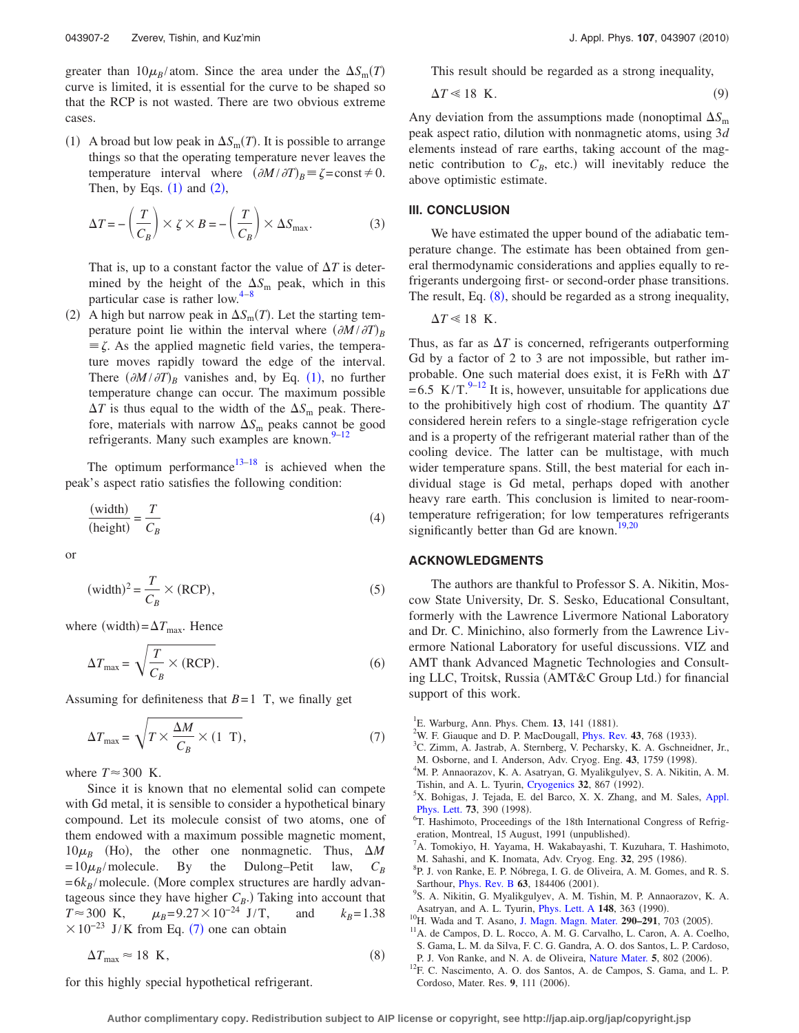greater than $10\mu_B$/atom. Since the area under the $\Delta S_m(T)$ curve is limited, it is essential for the curve to be shaped so that the RCP is not wasted. There are two obvious extreme cases.

(1) A broad but low peak in $\Delta S_m(T)$. It is possible to arrange things so that the operating temperature never leaves the temperature interval where $(\partial M/\partial T)_B \equiv \zeta = \text{const} \neq 0$. Then, by Eqs. (1) and (2),

$$\Delta T = -\left(\frac{T}{C_B}\right) \times \zeta \times B = -\left(\frac{T}{C_B}\right) \times \Delta S_{\max}. \tag{3}$$

That is, up to a constant factor the value of $\Delta T$ is determined by the height of the $\Delta S_m$ peak, which in this particular case is rather low.[4–8]

(2) A high but narrow peak in $\Delta S_m(T)$. Let the starting temperature point lie within the interval where $(\partial M/\partial T)_B \equiv \zeta$. As the applied magnetic field varies, the temperature moves rapidly toward the edge of the interval. There $(\partial M/\partial T)_B$ vanishes and, by Eq. (1), no further temperature change can occur. The maximum possible $\Delta T$ is thus equal to the width of the $\Delta S_m$ peak. Therefore, materials with narrow $\Delta S_m$ peaks cannot be good refrigerants. Many such examples are known.[9–12]

The optimum performance[13–18] is achieved when the peak's aspect ratio satisfies the following condition:

$$\frac{(\text{width})}{(\text{height})} = \frac{T}{C_B} \tag{4}$$

or

$$(\text{width})^2 = \frac{T}{C_B} \times (\text{RCP}), \tag{5}$$

where $(\text{width}) = \Delta T_{\max}$. Hence

$$\Delta T_{\max} = \sqrt{\frac{T}{C_B} \times (\text{RCP})}. \tag{6}$$

Assuming for definiteness that $B = 1$ T, we finally get

$$\Delta T_{\max} = \sqrt{T \times \frac{\Delta M}{C_B} \times (1\ \text{T})}, \tag{7}$$

where $T \approx 300$ K.

Since it is known that no elemental solid can compete with Gd metal, it is sensible to consider a hypothetical binary compound. Let its molecule consist of two atoms, one of them endowed with a maximum possible magnetic moment, $10\mu_B$ (Ho), the other one nonmagnetic. Thus, $\Delta M = 10\mu_B$/molecule. By the Dulong–Petit law, $C_B = 6k_B$/molecule. (More complex structures are hardly advantageous since they have higher $C_B$.) Taking into account that $T \approx 300$ K, $\mu_B = 9.27 \times 10^{-24}$ J/T, and $k_B = 1.38 \times 10^{-23}$ J/K from Eq. (7) one can obtain

$$\Delta T_{\max} \approx 18\ \text{K}, \tag{8}$$

for this highly special hypothetical refrigerant.

This result should be regarded as a strong inequality,

$$\Delta T \ll 18\ \text{K}. \tag{9}$$

Any deviation from the assumptions made (nonoptimal $\Delta S_m$ peak aspect ratio, dilution with nonmagnetic atoms, using $3d$ elements instead of rare earths, taking account of the magnetic contribution to $C_B$, etc.) will inevitably reduce the above optimistic estimate.

## III. CONCLUSION

We have estimated the upper bound of the adiabatic temperature change. The estimate has been obtained from general thermodynamic considerations and applies equally to refrigerants undergoing first- or second-order phase transitions. The result, Eq. (8), should be regarded as a strong inequality,

$$\Delta T \ll 18\ \text{K}.$$

Thus, as far as $\Delta T$ is concerned, refrigerants outperforming Gd by a factor of 2 to 3 are not impossible, but rather improbable. One such material does exist, it is FeRh with $\Delta T = 6.5$ K/T.[9–12] It is, however, unsuitable for applications due to the prohibitively high cost of rhodium. The quantity $\Delta T$ considered herein refers to a single-stage refrigeration cycle and is a property of the refrigerant material rather than of the cooling device. The latter can be multistage, with much wider temperature spans. Still, the best material for each individual stage is Gd metal, perhaps doped with another heavy rare earth. This conclusion is limited to near-room-temperature refrigeration; for low temperatures refrigerants significantly better than Gd are known.[19,20]

## ACKNOWLEDGMENTS

The authors are thankful to Professor S. A. Nikitin, Moscow State University, Dr. S. Sesko, Educational Consultant, formerly with the Lawrence Livermore National Laboratory and Dr. C. Minichino, also formerly from the Lawrence Livermore National Laboratory for useful discussions. VIZ and AMT thank Advanced Magnetic Technologies and Consulting LLC, Troitsk, Russia (AMT&C Group Ltd.) for financial support of this work.

[1] E. Warburg, Ann. Phys. Chem. **13**, 141 (1881).
[2] W. F. Giauque and D. P. MacDougall, Phys. Rev. **43**, 768 (1933).
[3] C. Zimm, A. Jastrab, A. Sternberg, V. Pecharsky, K. A. Gschneidner, Jr., M. Osborne, and I. Anderson, Adv. Cryog. Eng. **43**, 1759 (1998).
[4] M. P. Annaorazov, K. A. Asatryan, G. Myalikgulyev, S. A. Nikitin, A. M. Tishin, and A. L. Tyurin, Cryogenics **32**, 867 (1992).
[5] X. Bohigas, J. Tejada, E. del Barco, X. X. Zhang, and M. Sales, Appl. Phys. Lett. **73**, 390 (1998).
[6] T. Hashimoto, Proceedings of the 18th International Congress of Refrigeration, Montreal, 15 August, 1991 (unpublished).
[7] A. Tomokiyo, H. Yayama, H. Wakabayashi, T. Kuzuhara, T. Hashimoto, M. Sahashi, and K. Inomata, Adv. Cryog. Eng. **32**, 295 (1986).
[8] P. J. von Ranke, E. P. Nóbrega, I. G. de Oliveira, A. M. Gomes, and R. S. Sarthour, Phys. Rev. B **63**, 184406 (2001).
[9] S. A. Nikitin, G. Myalikgulyev, A. M. Tishin, M. P. Annaorazov, K. A. Asatryan, and A. L. Tyurin, Phys. Lett. A **148**, 363 (1990).
[10] H. Wada and T. Asano, J. Magn. Magn. Mater. **290–291**, 703 (2005).
[11] A. de Campos, D. L. Rocco, A. M. G. Carvalho, L. Caron, A. A. Coelho, S. Gama, L. M. da Silva, F. C. G. Gandra, A. O. dos Santos, L. P. Cardoso, P. J. Von Ranke, and N. A. de Oliveira, Nature Mater. **5**, 802 (2006).
[12] F. C. Nascimento, A. O. dos Santos, A. de Campos, S. Gama, and L. P. Cordoso, Mater. Res. **9**, 111 (2006).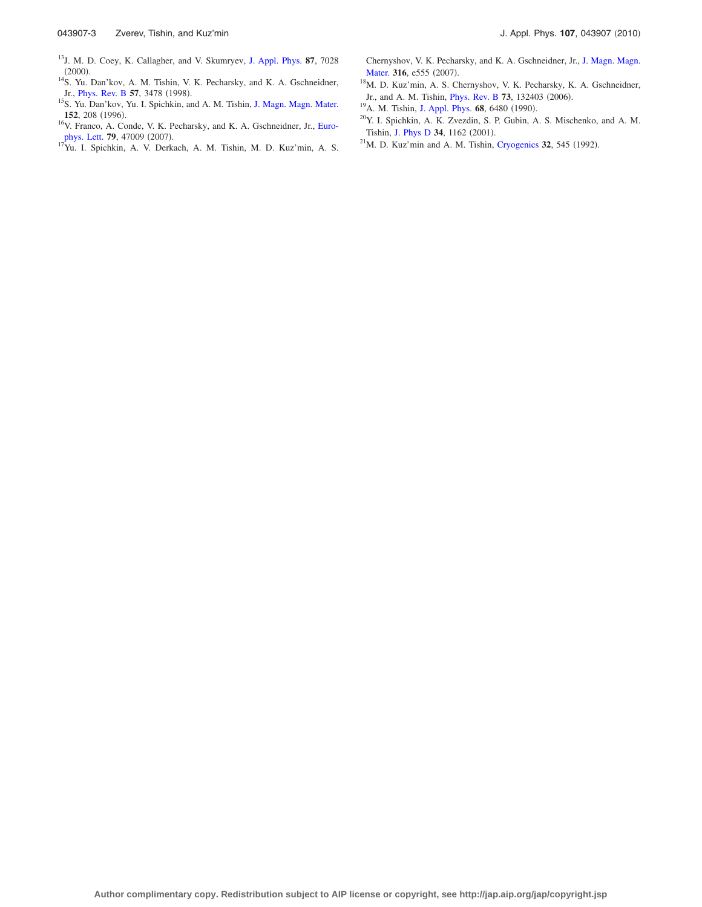[13] J. M. D. Coey, K. Callagher, and V. Skumryev, J. Appl. Phys. **87**, 7028 (2000).

[14] S. Yu. Dan'kov, A. M. Tishin, V. K. Pecharsky, and K. A. Gschneidner, Jr., Phys. Rev. B **57**, 3478 (1998).

[15] S. Yu. Dan'kov, Yu. I. Spichkin, and A. M. Tishin, J. Magn. Magn. Mater. **152**, 208 (1996).

[16] V. Franco, A. Conde, V. K. Pecharsky, and K. A. Gschneidner, Jr., Europhys. Lett. **79**, 47009 (2007).

[17] Yu. I. Spichkin, A. V. Derkach, A. M. Tishin, M. D. Kuz'min, A. S. Chernyshov, V. K. Pecharsky, and K. A. Gschneidner, Jr., J. Magn. Magn. Mater. **316**, e555 (2007).

[18] M. D. Kuz'min, A. S. Chernyshov, V. K. Pecharsky, K. A. Gschneidner, Jr., and A. M. Tishin, Phys. Rev. B **73**, 132403 (2006).

[19] A. M. Tishin, J. Appl. Phys. **68**, 6480 (1990).

[20] Y. I. Spichkin, A. K. Zvezdin, S. P. Gubin, A. S. Mischenko, and A. M. Tishin, J. Phys D **34**, 1162 (2001).

[21] M. D. Kuz'min and A. M. Tishin, Cryogenics **32**, 545 (1992).